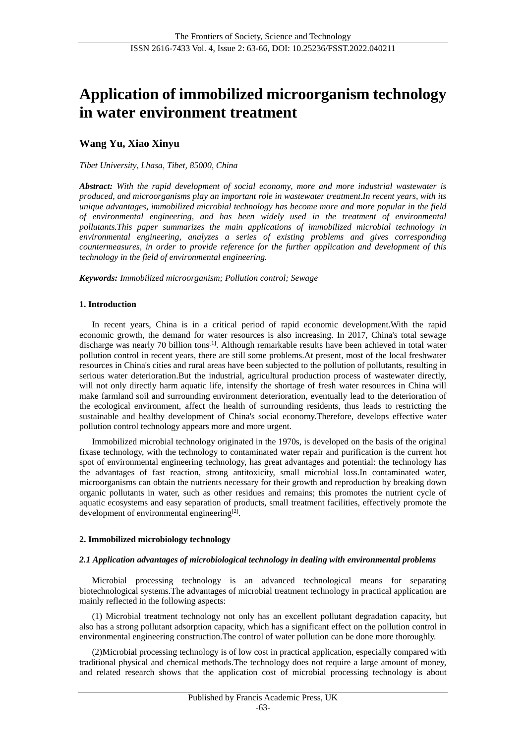# Application of immobilized microorganism technology in water environment treatment

**Wang Yu, Xiao Xinyu**

*Tibet University, Lhasa, Tibet, 85000, China*

***Abstract:*** *With the rapid development of social economy, more and more industrial wastewater is produced, and microorganisms play an important role in wastewater treatment.In recent years, with its unique advantages, immobilized microbial technology has become more and more popular in the field of environmental engineering, and has been widely used in the treatment of environmental pollutants.This paper summarizes the main applications of immobilized microbial technology in environmental engineering, analyzes a series of existing problems and gives corresponding countermeasures, in order to provide reference for the further application and development of this technology in the field of environmental engineering.*

***Keywords:*** *Immobilized microorganism; Pollution control; Sewage*

## 1. Introduction

In recent years, China is in a critical period of rapid economic development.With the rapid economic growth, the demand for water resources is also increasing. In 2017, China's total sewage discharge was nearly 70 billion tons[1]. Although remarkable results have been achieved in total water pollution control in recent years, there are still some problems.At present, most of the local freshwater resources in China's cities and rural areas have been subjected to the pollution of pollutants, resulting in serious water deterioration.But the industrial, agricultural production process of wastewater directly, will not only directly harm aquatic life, intensify the shortage of fresh water resources in China will make farmland soil and surrounding environment deterioration, eventually lead to the deterioration of the ecological environment, affect the health of surrounding residents, thus leads to restricting the sustainable and healthy development of China's social economy.Therefore, develops effective water pollution control technology appears more and more urgent.

Immobilized microbial technology originated in the 1970s, is developed on the basis of the original fixase technology, with the technology to contaminated water repair and purification is the current hot spot of environmental engineering technology, has great advantages and potential: the technology has the advantages of fast reaction, strong antitoxicity, small microbial loss.In contaminated water, microorganisms can obtain the nutrients necessary for their growth and reproduction by breaking down organic pollutants in water, such as other residues and remains; this promotes the nutrient cycle of aquatic ecosystems and easy separation of products, small treatment facilities, effectively promote the development of environmental engineering[2].

## 2. Immobilized microbiology technology

### *2.1 Application advantages of microbiological technology in dealing with environmental problems*

Microbial processing technology is an advanced technological means for separating biotechnological systems.The advantages of microbial treatment technology in practical application are mainly reflected in the following aspects:

(1) Microbial treatment technology not only has an excellent pollutant degradation capacity, but also has a strong pollutant adsorption capacity, which has a significant effect on the pollution control in environmental engineering construction.The control of water pollution can be done more thoroughly.

(2)Microbial processing technology is of low cost in practical application, especially compared with traditional physical and chemical methods.The technology does not require a large amount of money, and related research shows that the application cost of microbial processing technology is about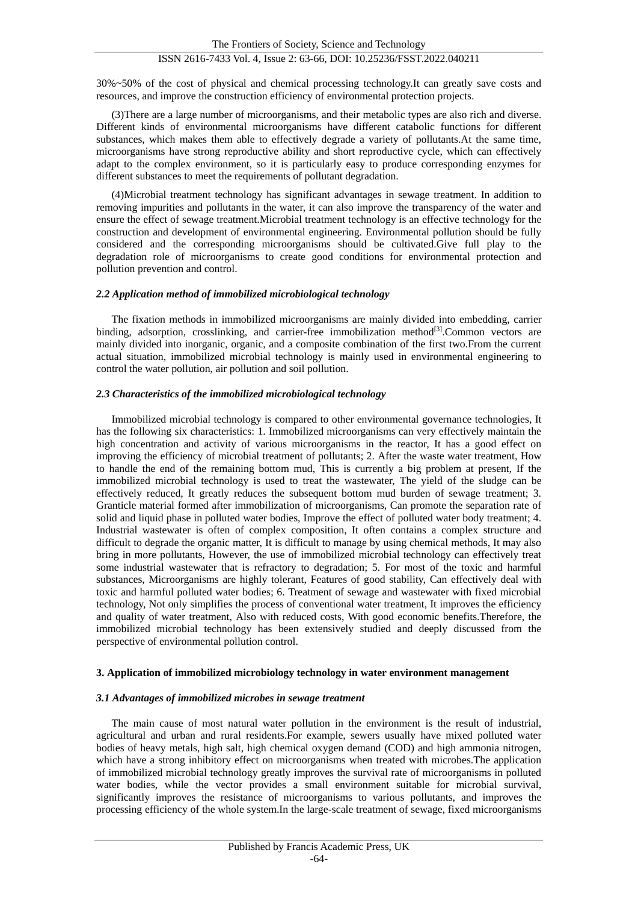30%~50% of the cost of physical and chemical processing technology.It can greatly save costs and resources, and improve the construction efficiency of environmental protection projects.

(3)There are a large number of microorganisms, and their metabolic types are also rich and diverse. Different kinds of environmental microorganisms have different catabolic functions for different substances, which makes them able to effectively degrade a variety of pollutants.At the same time, microorganisms have strong reproductive ability and short reproductive cycle, which can effectively adapt to the complex environment, so it is particularly easy to produce corresponding enzymes for different substances to meet the requirements of pollutant degradation.

(4)Microbial treatment technology has significant advantages in sewage treatment. In addition to removing impurities and pollutants in the water, it can also improve the transparency of the water and ensure the effect of sewage treatment.Microbial treatment technology is an effective technology for the construction and development of environmental engineering. Environmental pollution should be fully considered and the corresponding microorganisms should be cultivated.Give full play to the degradation role of microorganisms to create good conditions for environmental protection and pollution prevention and control.

### *2.2 Application method of immobilized microbiological technology*

The fixation methods in immobilized microorganisms are mainly divided into embedding, carrier binding, adsorption, crosslinking, and carrier-free immobilization method[3].Common vectors are mainly divided into inorganic, organic, and a composite combination of the first two.From the current actual situation, immobilized microbial technology is mainly used in environmental engineering to control the water pollution, air pollution and soil pollution.

### *2.3 Characteristics of the immobilized microbiological technology*

Immobilized microbial technology is compared to other environmental governance technologies, It has the following six characteristics: 1. Immobilized microorganisms can very effectively maintain the high concentration and activity of various microorganisms in the reactor, It has a good effect on improving the efficiency of microbial treatment of pollutants; 2. After the waste water treatment, How to handle the end of the remaining bottom mud, This is currently a big problem at present, If the immobilized microbial technology is used to treat the wastewater, The yield of the sludge can be effectively reduced, It greatly reduces the subsequent bottom mud burden of sewage treatment; 3. Granticle material formed after immobilization of microorganisms, Can promote the separation rate of solid and liquid phase in polluted water bodies, Improve the effect of polluted water body treatment; 4. Industrial wastewater is often of complex composition, It often contains a complex structure and difficult to degrade the organic matter, It is difficult to manage by using chemical methods, It may also bring in more pollutants, However, the use of immobilized microbial technology can effectively treat some industrial wastewater that is refractory to degradation; 5. For most of the toxic and harmful substances, Microorganisms are highly tolerant, Features of good stability, Can effectively deal with toxic and harmful polluted water bodies; 6. Treatment of sewage and wastewater with fixed microbial technology, Not only simplifies the process of conventional water treatment, It improves the efficiency and quality of water treatment, Also with reduced costs, With good economic benefits.Therefore, the immobilized microbial technology has been extensively studied and deeply discussed from the perspective of environmental pollution control.

## 3. Application of immobilized microbiology technology in water environment management

### *3.1 Advantages of immobilized microbes in sewage treatment*

The main cause of most natural water pollution in the environment is the result of industrial, agricultural and urban and rural residents.For example, sewers usually have mixed polluted water bodies of heavy metals, high salt, high chemical oxygen demand (COD) and high ammonia nitrogen, which have a strong inhibitory effect on microorganisms when treated with microbes.The application of immobilized microbial technology greatly improves the survival rate of microorganisms in polluted water bodies, while the vector provides a small environment suitable for microbial survival, significantly improves the resistance of microorganisms to various pollutants, and improves the processing efficiency of the whole system.In the large-scale treatment of sewage, fixed microorganisms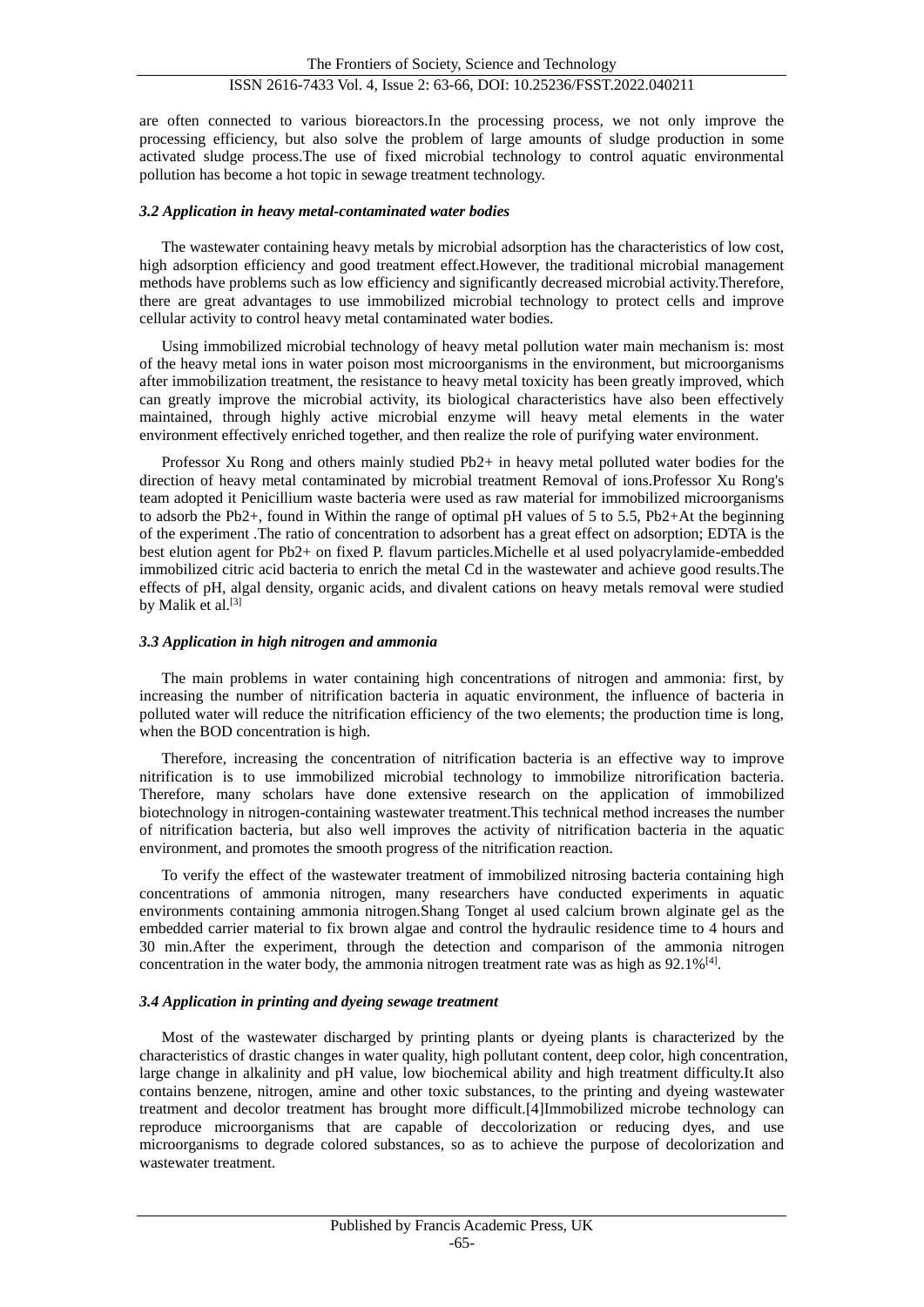are often connected to various bioreactors.In the processing process, we not only improve the processing efficiency, but also solve the problem of large amounts of sludge production in some activated sludge process.The use of fixed microbial technology to control aquatic environmental pollution has become a hot topic in sewage treatment technology.

### *3.2 Application in heavy metal-contaminated water bodies*

The wastewater containing heavy metals by microbial adsorption has the characteristics of low cost, high adsorption efficiency and good treatment effect.However, the traditional microbial management methods have problems such as low efficiency and significantly decreased microbial activity.Therefore, there are great advantages to use immobilized microbial technology to protect cells and improve cellular activity to control heavy metal contaminated water bodies.

Using immobilized microbial technology of heavy metal pollution water main mechanism is: most of the heavy metal ions in water poison most microorganisms in the environment, but microorganisms after immobilization treatment, the resistance to heavy metal toxicity has been greatly improved, which can greatly improve the microbial activity, its biological characteristics have also been effectively maintained, through highly active microbial enzyme will heavy metal elements in the water environment effectively enriched together, and then realize the role of purifying water environment.

Professor Xu Rong and others mainly studied $Pb^{2+}$ in heavy metal polluted water bodies for the direction of heavy metal contaminated by microbial treatment Removal of ions.Professor Xu Rong's team adopted it Penicillium waste bacteria were used as raw material for immobilized microorganisms to adsorb the $Pb^{2+}$, found in Within the range of optimal pH values of 5 to 5.5, $Pb^{2+}$At the beginning of the experiment .The ratio of concentration to adsorbent has a great effect on adsorption; EDTA is the best elution agent for $Pb^{2+}$ on fixed P. flavum particles.Michelle et al used polyacrylamide-embedded immobilized citric acid bacteria to enrich the metal Cd in the wastewater and achieve good results.The effects of pH, algal density, organic acids, and divalent cations on heavy metals removal were studied by Malik et al.[3]

### *3.3 Application in high nitrogen and ammonia*

The main problems in water containing high concentrations of nitrogen and ammonia: first, by increasing the number of nitrification bacteria in aquatic environment, the influence of bacteria in polluted water will reduce the nitrification efficiency of the two elements; the production time is long, when the BOD concentration is high.

Therefore, increasing the concentration of nitrification bacteria is an effective way to improve nitrification is to use immobilized microbial technology to immobilize nitrorification bacteria. Therefore, many scholars have done extensive research on the application of immobilized biotechnology in nitrogen-containing wastewater treatment.This technical method increases the number of nitrification bacteria, but also well improves the activity of nitrification bacteria in the aquatic environment, and promotes the smooth progress of the nitrification reaction.

To verify the effect of the wastewater treatment of immobilized nitrosing bacteria containing high concentrations of ammonia nitrogen, many researchers have conducted experiments in aquatic environments containing ammonia nitrogen.Shang Tonget al used calcium brown alginate gel as the embedded carrier material to fix brown algae and control the hydraulic residence time to 4 hours and 30 min.After the experiment, through the detection and comparison of the ammonia nitrogen concentration in the water body, the ammonia nitrogen treatment rate was as high as 92.1%[4].

### *3.4 Application in printing and dyeing sewage treatment*

Most of the wastewater discharged by printing plants or dyeing plants is characterized by the characteristics of drastic changes in water quality, high pollutant content, deep color, high concentration, large change in alkalinity and pH value, low biochemical ability and high treatment difficulty.It also contains benzene, nitrogen, amine and other toxic substances, to the printing and dyeing wastewater treatment and decolor treatment has brought more difficult.[4]Immobilized microbe technology can reproduce microorganisms that are capable of deccolorization or reducing dyes, and use microorganisms to degrade colored substances, so as to achieve the purpose of decolorization and wastewater treatment.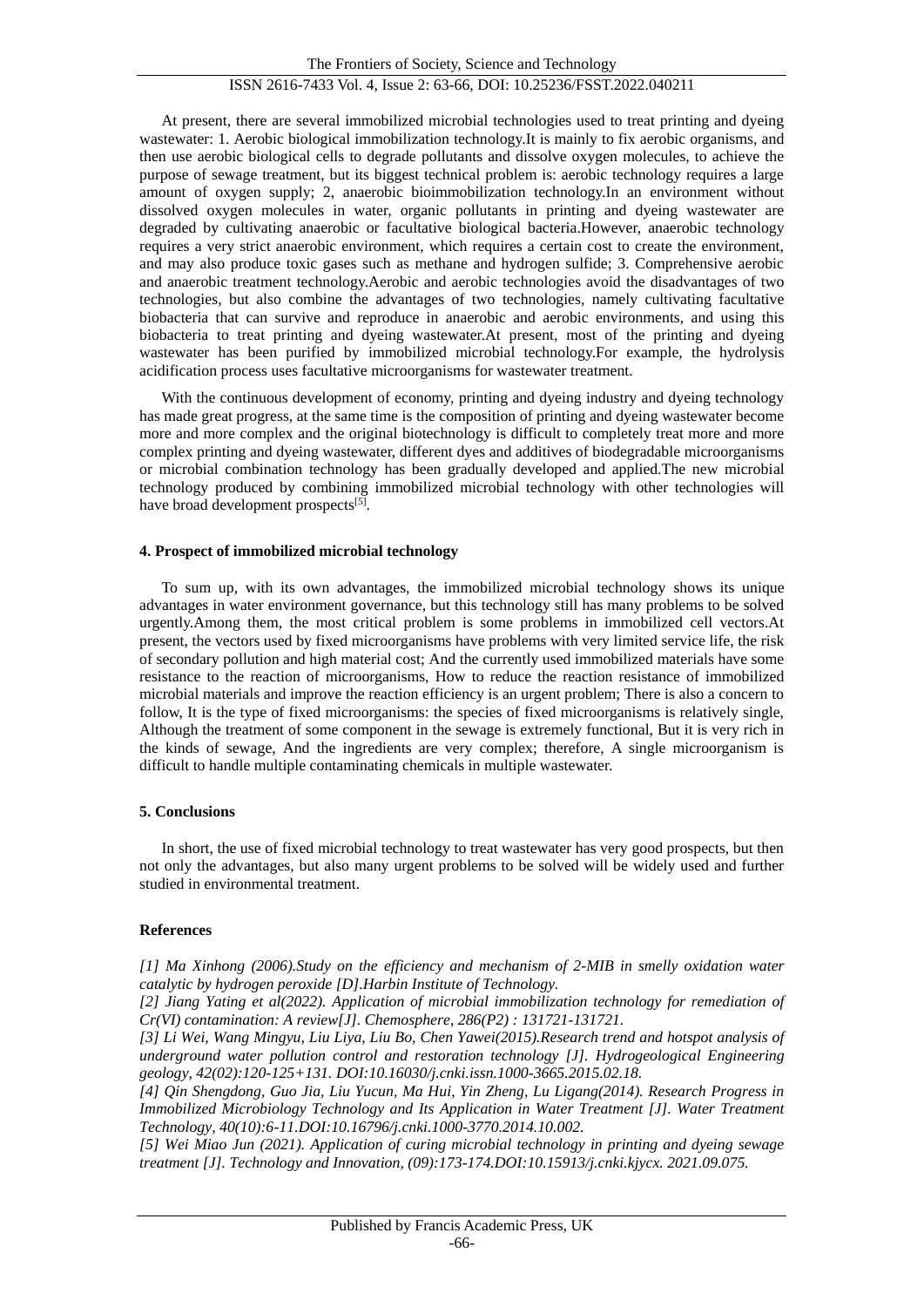At present, there are several immobilized microbial technologies used to treat printing and dyeing wastewater: 1. Aerobic biological immobilization technology.It is mainly to fix aerobic organisms, and then use aerobic biological cells to degrade pollutants and dissolve oxygen molecules, to achieve the purpose of sewage treatment, but its biggest technical problem is: aerobic technology requires a large amount of oxygen supply; 2, anaerobic bioimmobilization technology.In an environment without dissolved oxygen molecules in water, organic pollutants in printing and dyeing wastewater are degraded by cultivating anaerobic or facultative biological bacteria.However, anaerobic technology requires a very strict anaerobic environment, which requires a certain cost to create the environment, and may also produce toxic gases such as methane and hydrogen sulfide; 3. Comprehensive aerobic and anaerobic treatment technology.Aerobic and aerobic technologies avoid the disadvantages of two technologies, but also combine the advantages of two technologies, namely cultivating facultative biobacteria that can survive and reproduce in anaerobic and aerobic environments, and using this biobacteria to treat printing and dyeing wastewater.At present, most of the printing and dyeing wastewater has been purified by immobilized microbial technology.For example, the hydrolysis acidification process uses facultative microorganisms for wastewater treatment.

With the continuous development of economy, printing and dyeing industry and dyeing technology has made great progress, at the same time is the composition of printing and dyeing wastewater become more and more complex and the original biotechnology is difficult to completely treat more and more complex printing and dyeing wastewater, different dyes and additives of biodegradable microorganisms or microbial combination technology has been gradually developed and applied.The new microbial technology produced by combining immobilized microbial technology with other technologies will have broad development prospects[5].

## 4. Prospect of immobilized microbial technology

To sum up, with its own advantages, the immobilized microbial technology shows its unique advantages in water environment governance, but this technology still has many problems to be solved urgently.Among them, the most critical problem is some problems in immobilized cell vectors.At present, the vectors used by fixed microorganisms have problems with very limited service life, the risk of secondary pollution and high material cost; And the currently used immobilized materials have some resistance to the reaction of microorganisms, How to reduce the reaction resistance of immobilized microbial materials and improve the reaction efficiency is an urgent problem; There is also a concern to follow, It is the type of fixed microorganisms: the species of fixed microorganisms is relatively single, Although the treatment of some component in the sewage is extremely functional, But it is very rich in the kinds of sewage, And the ingredients are very complex; therefore, A single microorganism is difficult to handle multiple contaminating chemicals in multiple wastewater.

## 5. Conclusions

In short, the use of fixed microbial technology to treat wastewater has very good prospects, but then not only the advantages, but also many urgent problems to be solved will be widely used and further studied in environmental treatment.

## References

*[1] Ma Xinhong (2006).Study on the efficiency and mechanism of 2-MIB in smelly oxidation water catalytic by hydrogen peroxide [D].Harbin Institute of Technology.*

*[2] Jiang Yating et al(2022). Application of microbial immobilization technology for remediation of Cr(VI) contamination: A review[J]. Chemosphere, 286(P2) : 131721-131721.*

*[3] Li Wei, Wang Mingyu, Liu Liya, Liu Bo, Chen Yawei(2015).Research trend and hotspot analysis of underground water pollution control and restoration technology [J]. Hydrogeological Engineering geology, 42(02):120-125+131. DOI:10.16030/j.cnki.issn.1000-3665.2015.02.18.*

*[4] Qin Shengdong, Guo Jia, Liu Yucun, Ma Hui, Yin Zheng, Lu Ligang(2014). Research Progress in Immobilized Microbiology Technology and Its Application in Water Treatment [J]. Water Treatment Technology, 40(10):6-11.DOI:10.16796/j.cnki.1000-3770.2014.10.002.*

*[5] Wei Miao Jun (2021). Application of curing microbial technology in printing and dyeing sewage treatment [J]. Technology and Innovation, (09):173-174.DOI:10.15913/j.cnki.kjycx. 2021.09.075.*